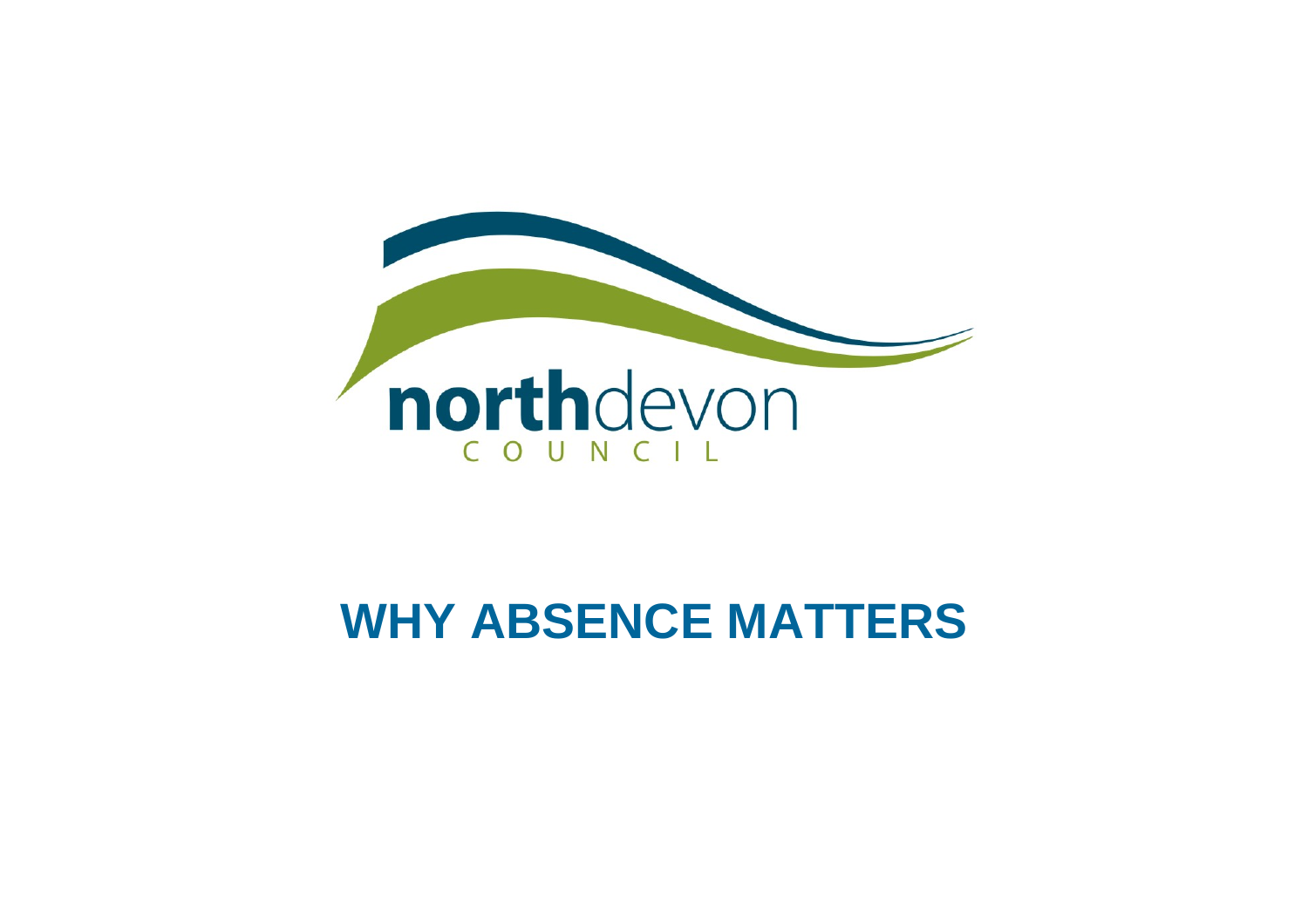northdevon
COUNCIL

# WHY ABSENCE MATTERS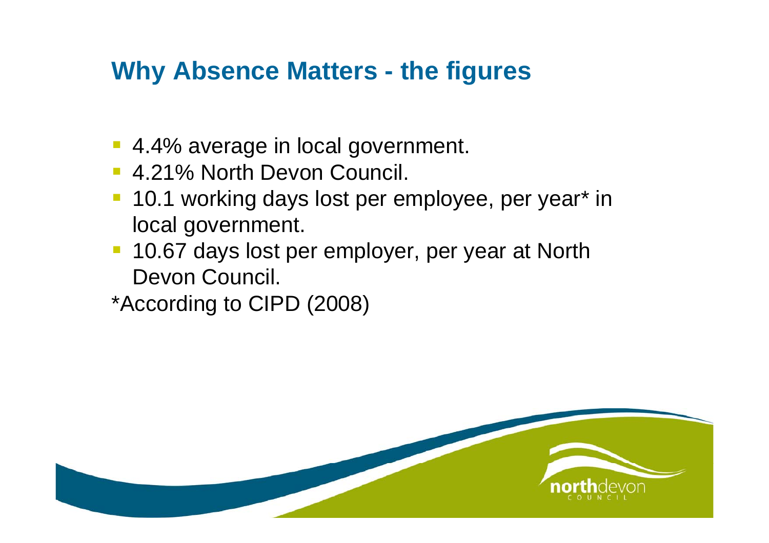## Why Absence Matters - the figures

- 4.4% average in local government.
- 4.21% North Devon Council.
- 10.1 working days lost per employee, per year* in local government.
- 10.67 days lost per employer, per year at North Devon Council.

*According to CIPD (2008)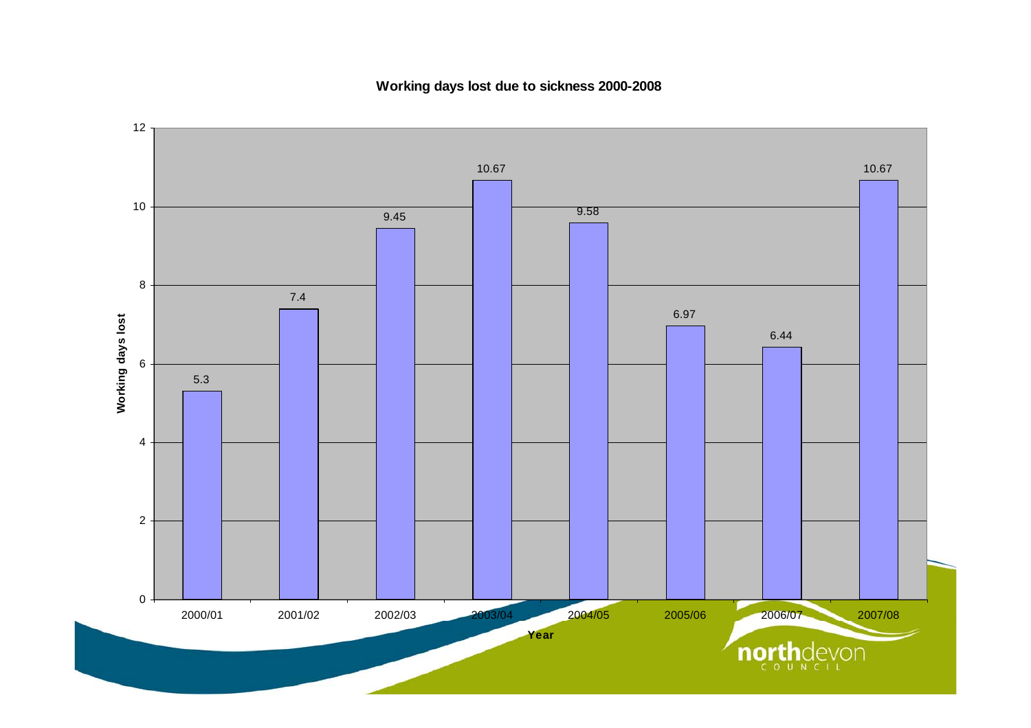**Working days lost due to sickness 2000-2008**

| Year | Working days lost |
|---|---|
| 2000/01 | 5.3 |
| 2001/02 | 7.4 |
| 2002/03 | 9.45 |
| 2003/04 | 10.67 |
| 2004/05 | 9.58 |
| 2005/06 | 6.97 |
| 2006/07 | 6.44 |
| 2007/08 | 10.67 |

northdevon COUNCIL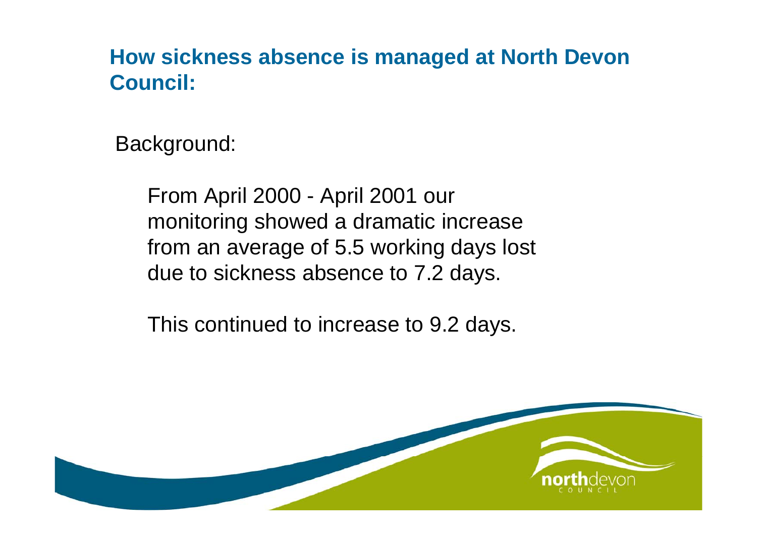## How sickness absence is managed at North Devon Council:

Background:

From April 2000 - April 2001 our monitoring showed a dramatic increase from an average of 5.5 working days lost due to sickness absence to 7.2 days.

This continued to increase to 9.2 days.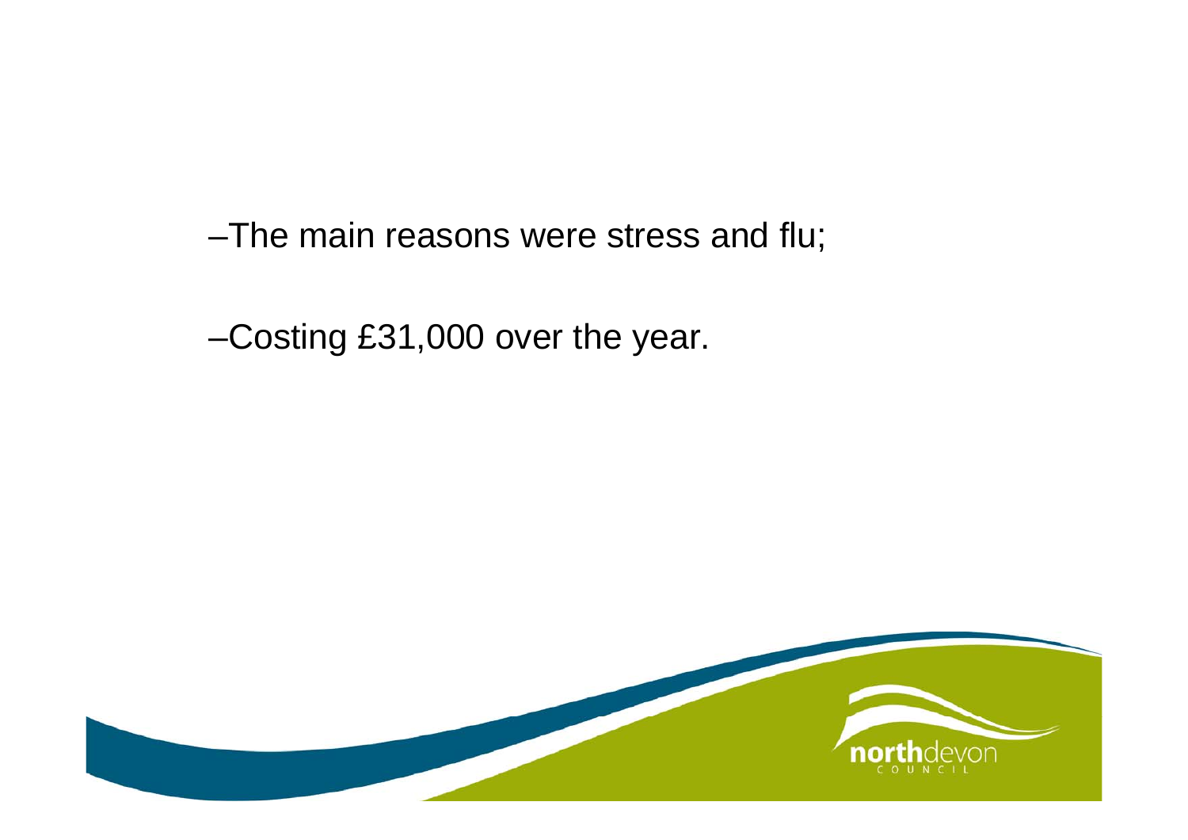–The main reasons were stress and flu;

–Costing £31,000 over the year.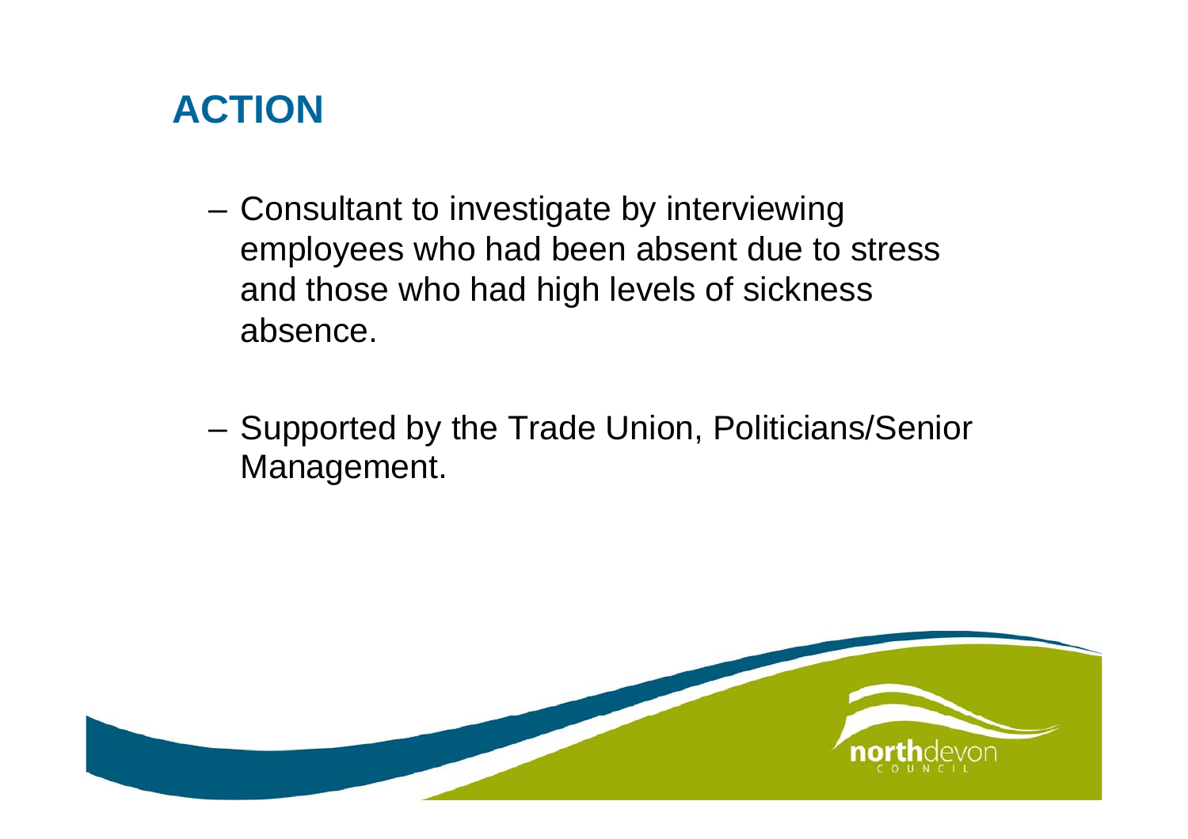# ACTION

- Consultant to investigate by interviewing employees who had been absent due to stress and those who had high levels of sickness absence.

- Supported by the Trade Union, Politicians/Senior Management.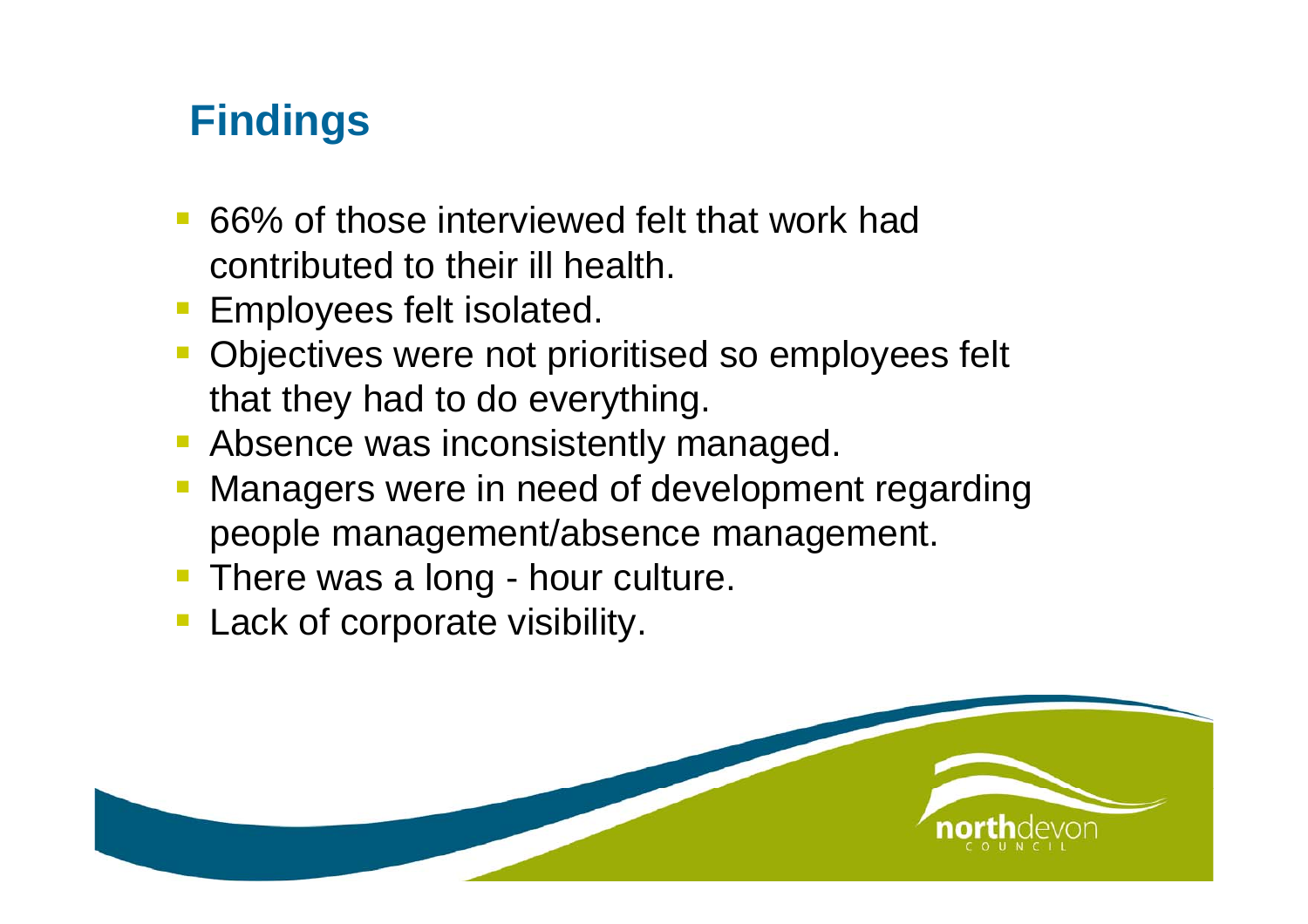# Findings

- 66% of those interviewed felt that work had contributed to their ill health.
- Employees felt isolated.
- Objectives were not prioritised so employees felt that they had to do everything.
- Absence was inconsistently managed.
- Managers were in need of development regarding people management/absence management.
- There was a long - hour culture.
- Lack of corporate visibility.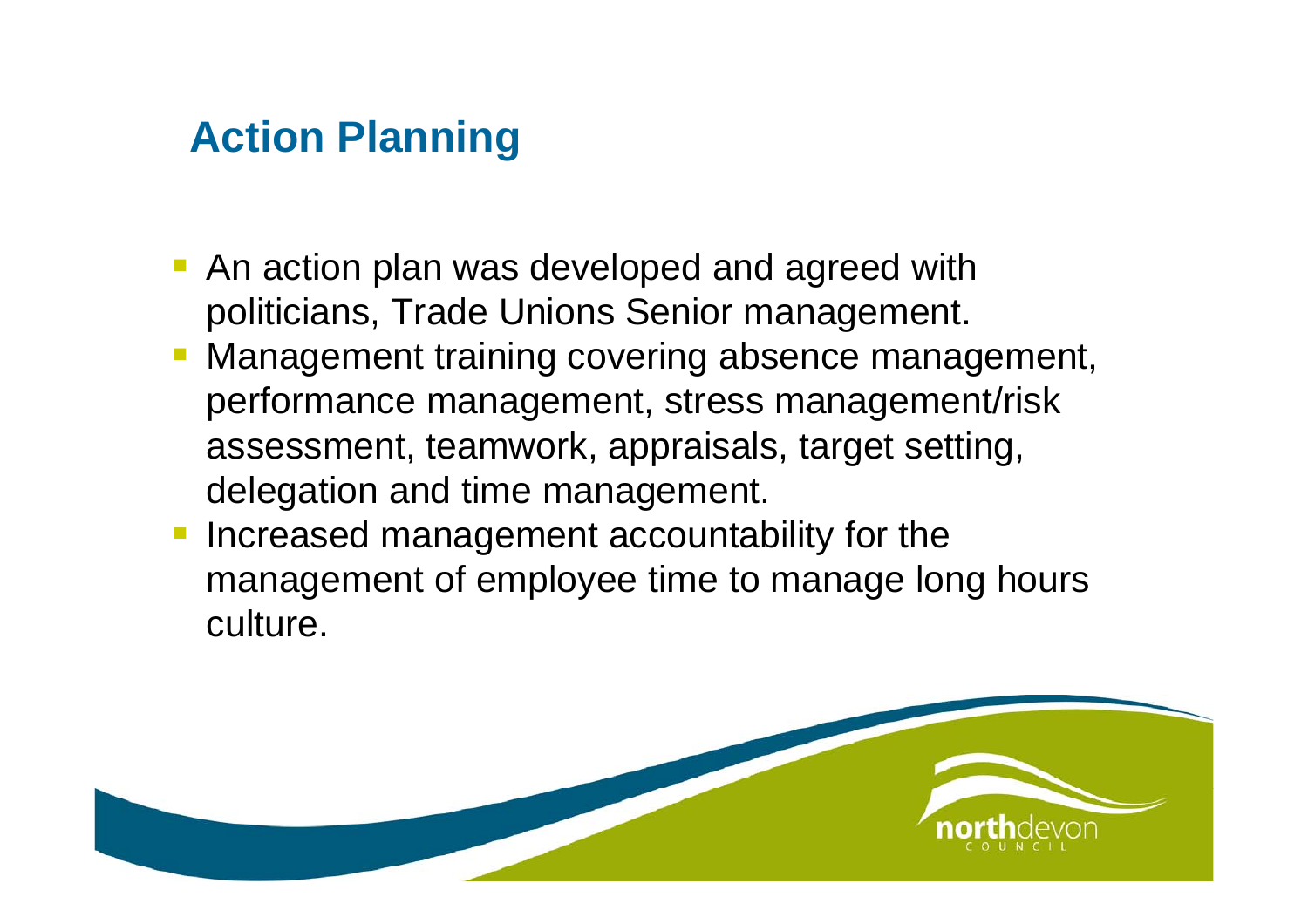## Action Planning

- An action plan was developed and agreed with politicians, Trade Unions Senior management.
- Management training covering absence management, performance management, stress management/risk assessment, teamwork, appraisals, target setting, delegation and time management.
- Increased management accountability for the management of employee time to manage long hours culture.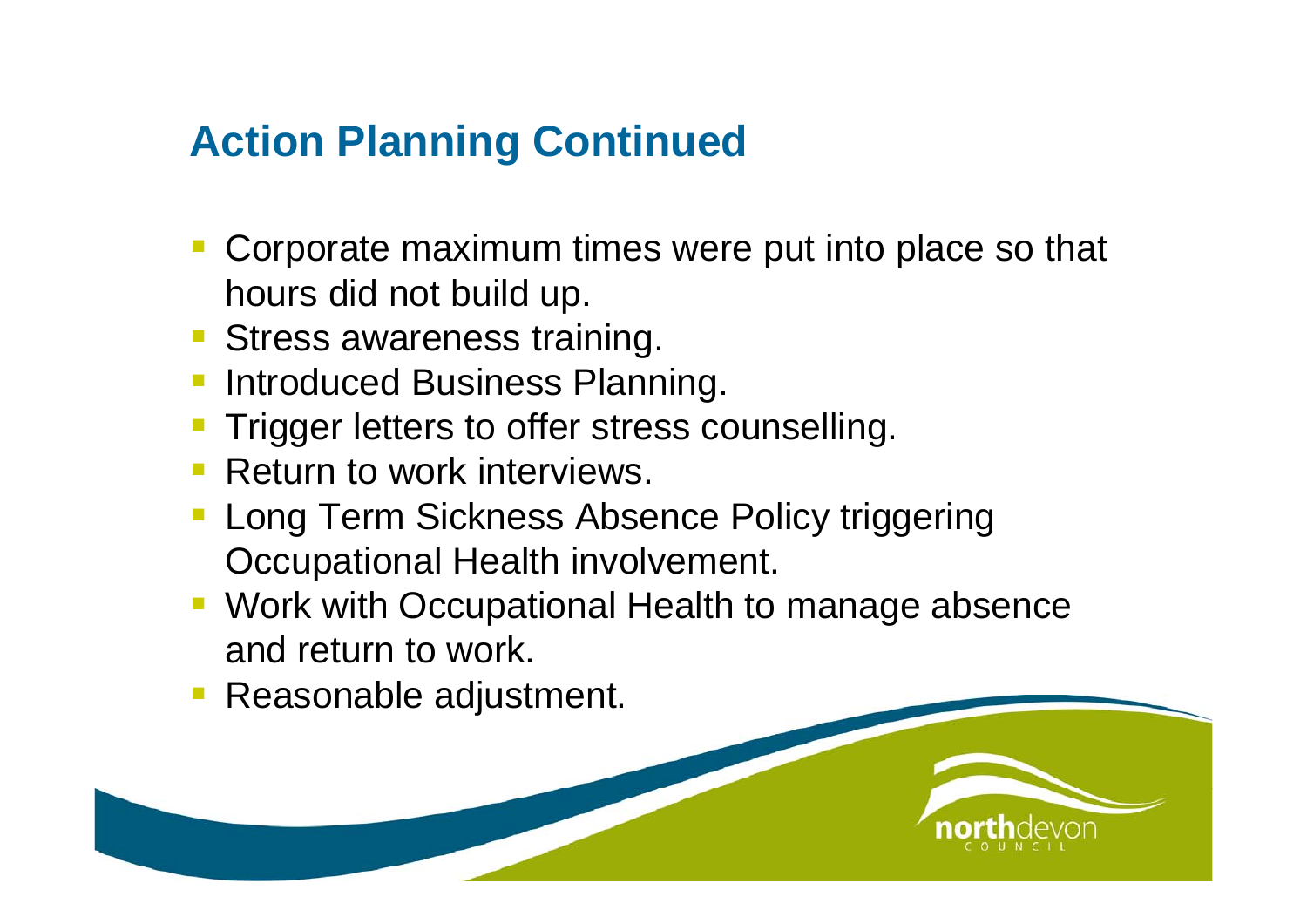## Action Planning Continued

- Corporate maximum times were put into place so that hours did not build up.
- Stress awareness training.
- Introduced Business Planning.
- Trigger letters to offer stress counselling.
- Return to work interviews.
- Long Term Sickness Absence Policy triggering Occupational Health involvement.
- Work with Occupational Health to manage absence and return to work.
- Reasonable adjustment.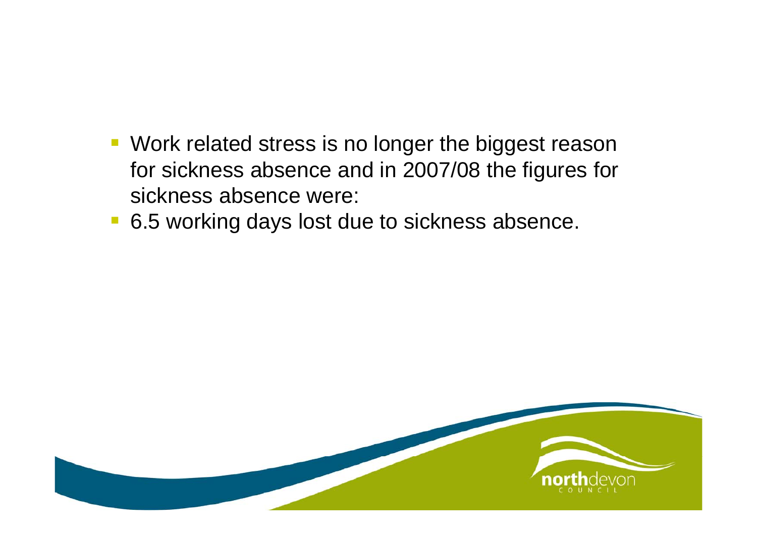- Work related stress is no longer the biggest reason for sickness absence and in 2007/08 the figures for sickness absence were:
- 6.5 working days lost due to sickness absence.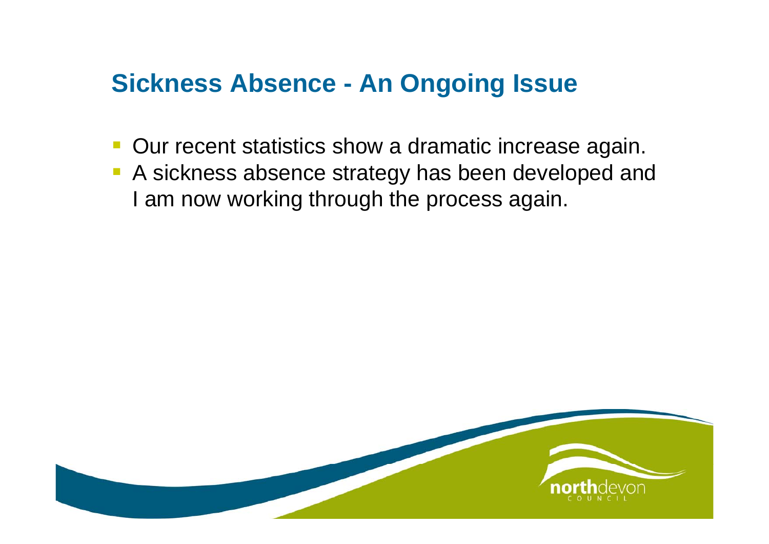## Sickness Absence - An Ongoing Issue

- Our recent statistics show a dramatic increase again.
- A sickness absence strategy has been developed and I am now working through the process again.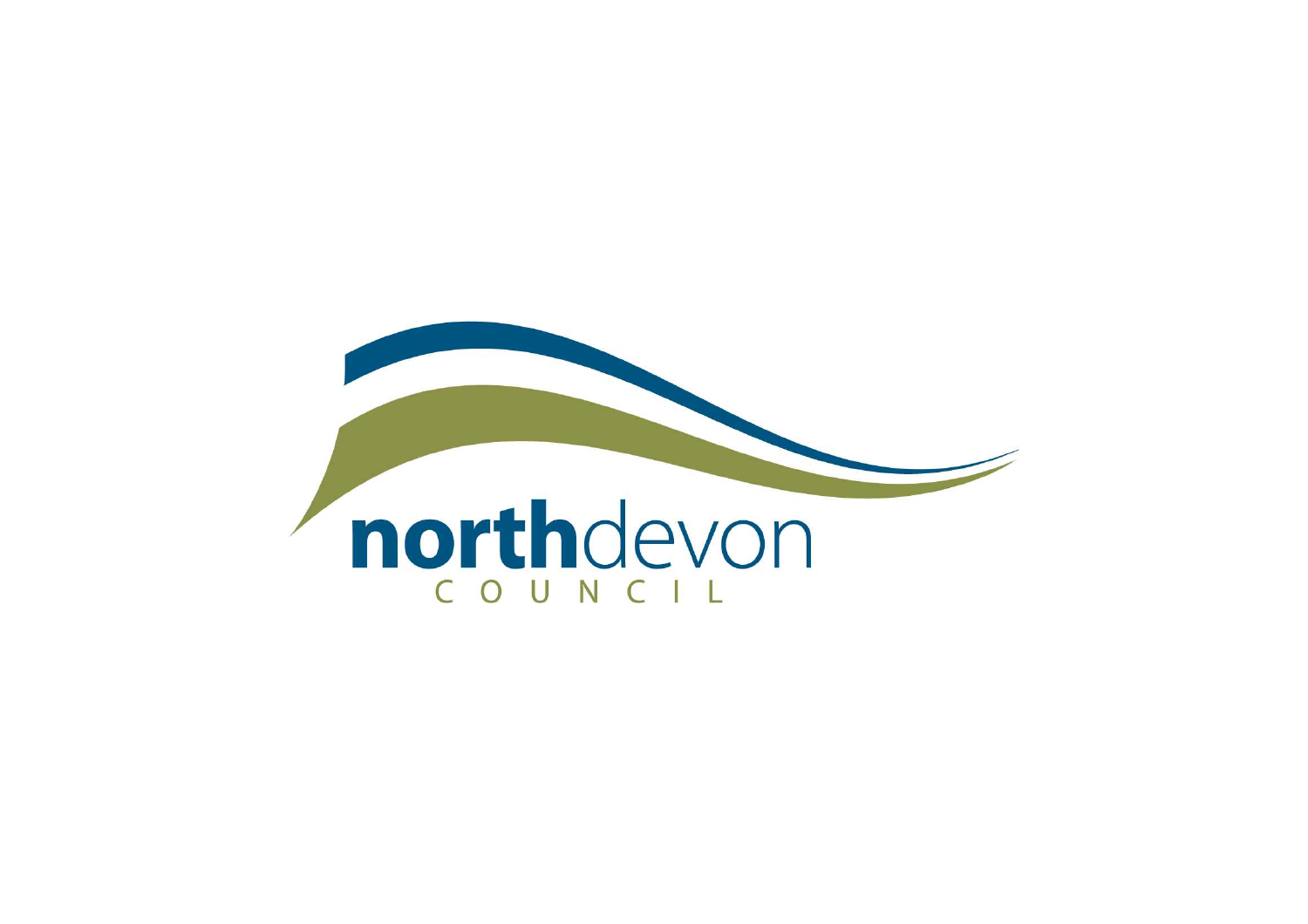northdevon

COUNCIL